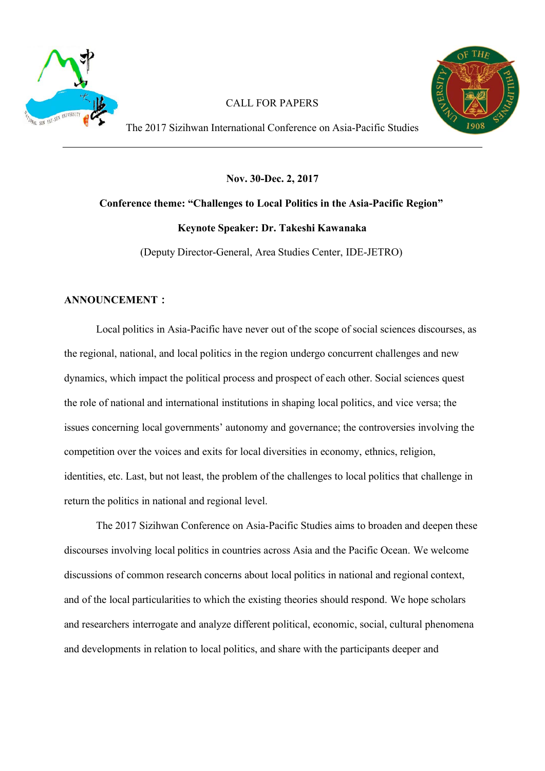CALL FOR PAPERS

The 2017 Sizihwan International Conference on Asia-Pacific Studies

---

**Nov. 30-Dec. 2, 2017**

**Conference theme: "Challenges to Local Politics in the Asia-Pacific Region"**

**Keynote Speaker: Dr. Takeshi Kawanaka**

(Deputy Director-General, Area Studies Center, IDE-JETRO)

**ANNOUNCEMENT：**

Local politics in Asia-Pacific have never out of the scope of social sciences discourses, as the regional, national, and local politics in the region undergo concurrent challenges and new dynamics, which impact the political process and prospect of each other. Social sciences quest the role of national and international institutions in shaping local politics, and vice versa; the issues concerning local governments' autonomy and governance; the controversies involving the competition over the voices and exits for local diversities in economy, ethnics, religion, identities, etc. Last, but not least, the problem of the challenges to local politics that challenge in return the politics in national and regional level.

The 2017 Sizihwan Conference on Asia-Pacific Studies aims to broaden and deepen these discourses involving local politics in countries across Asia and the Pacific Ocean. We welcome discussions of common research concerns about local politics in national and regional context, and of the local particularities to which the existing theories should respond. We hope scholars and researchers interrogate and analyze different political, economic, social, cultural phenomena and developments in relation to local politics, and share with the participants deeper and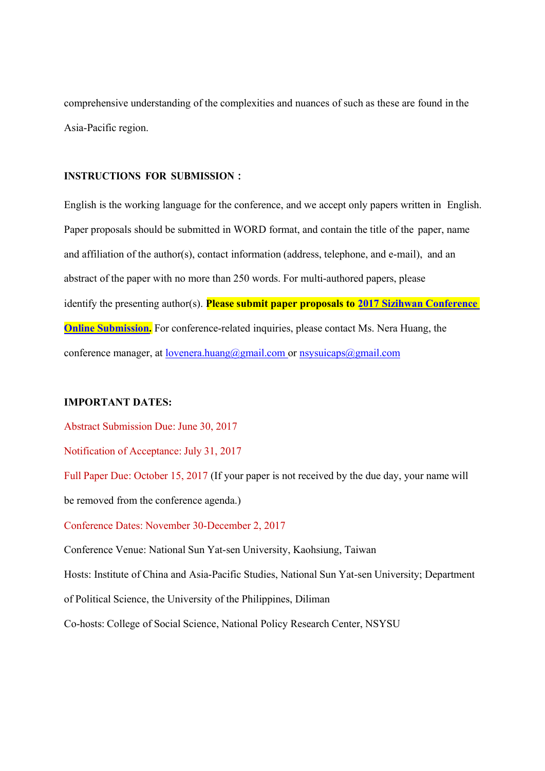comprehensive understanding of the complexities and nuances of such as these are found in the Asia-Pacific region.

**INSTRUCTIONS FOR SUBMISSION :**

English is the working language for the conference, and we accept only papers written in English. Paper proposals should be submitted in WORD format, and contain the title of the paper, name and affiliation of the author(s), contact information (address, telephone, and e-mail), and an abstract of the paper with no more than 250 words. For multi-authored papers, please identify the presenting author(s). **Please submit paper proposals to 2017 Sizihwan Conference Online Submission.** For conference-related inquiries, please contact Ms. Nera Huang, the conference manager, at lovenera.huang@gmail.com or nsysuicaps@gmail.com

**IMPORTANT DATES:**

Abstract Submission Due: June 30, 2017

Notification of Acceptance: July 31, 2017

Full Paper Due: October 15, 2017 (If your paper is not received by the due day, your name will be removed from the conference agenda.)

Conference Dates: November 30-December 2, 2017

Conference Venue: National Sun Yat-sen University, Kaohsiung, Taiwan

Hosts: Institute of China and Asia-Pacific Studies, National Sun Yat-sen University; Department of Political Science, the University of the Philippines, Diliman

Co-hosts: College of Social Science, National Policy Research Center, NSYSU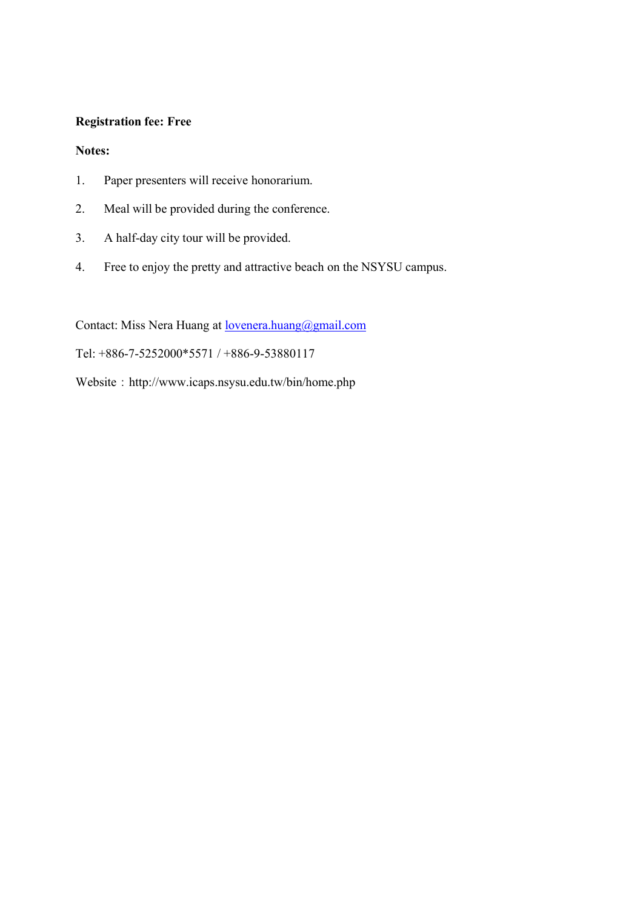**Registration fee: Free**

**Notes:**

1. Paper presenters will receive honorarium.
2. Meal will be provided during the conference.
3. A half-day city tour will be provided.
4. Free to enjoy the pretty and attractive beach on the NSYSU campus.

Contact: Miss Nera Huang at lovenera.huang@gmail.com

Tel: +886-7-5252000*5571 / +886-9-53880117

Website：http://www.icaps.nsysu.edu.tw/bin/home.php